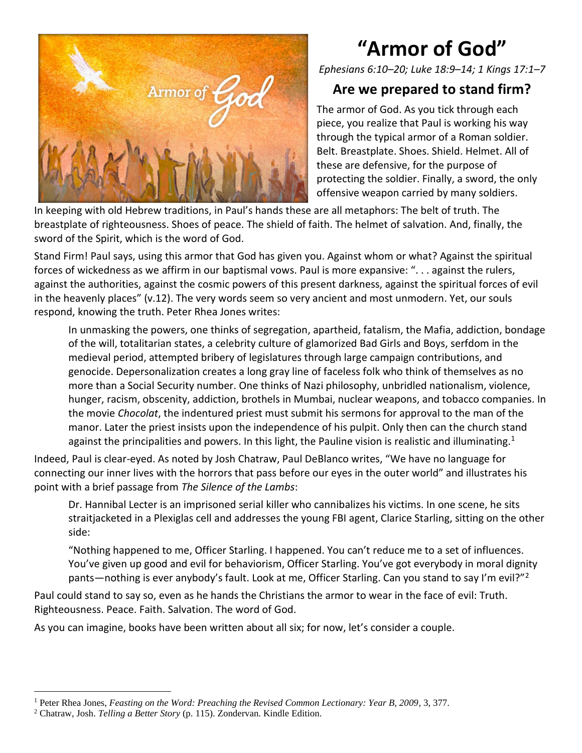# "Armor of God"

*Ephesians 6:10–20; Luke 18:9–14; 1 Kings 17:1–7*

## Are we prepared to stand firm?

The armor of God. As you tick through each piece, you realize that Paul is working his way through the typical armor of a Roman soldier. Belt. Breastplate. Shoes. Shield. Helmet. All of these are defensive, for the purpose of protecting the soldier. Finally, a sword, the only offensive weapon carried by many soldiers. In keeping with old Hebrew traditions, in Paul's hands these are all metaphors: The belt of truth. The breastplate of righteousness. Shoes of peace. The shield of faith. The helmet of salvation. And, finally, the sword of the Spirit, which is the word of God.

Stand Firm! Paul says, using this armor that God has given you. Against whom or what? Against the spiritual forces of wickedness as we affirm in our baptismal vows. Paul is more expansive: ". . . against the rulers, against the authorities, against the cosmic powers of this present darkness, against the spiritual forces of evil in the heavenly places" (v.12). The very words seem so very ancient and most unmodern. Yet, our souls respond, knowing the truth. Peter Rhea Jones writes:

> In unmasking the powers, one thinks of segregation, apartheid, fatalism, the Mafia, addiction, bondage of the will, totalitarian states, a celebrity culture of glamorized Bad Girls and Boys, serfdom in the medieval period, attempted bribery of legislatures through large campaign contributions, and genocide. Depersonalization creates a long gray line of faceless folk who think of themselves as no more than a Social Security number. One thinks of Nazi philosophy, unbridled nationalism, violence, hunger, racism, obscenity, addiction, brothels in Mumbai, nuclear weapons, and tobacco companies. In the movie *Chocolat*, the indentured priest must submit his sermons for approval to the man of the manor. Later the priest insists upon the independence of his pulpit. Only then can the church stand against the principalities and powers. In this light, the Pauline vision is realistic and illuminating.[1]

Indeed, Paul is clear-eyed. As noted by Josh Chatraw, Paul DeBlanco writes, "We have no language for connecting our inner lives with the horrors that pass before our eyes in the outer world" and illustrates his point with a brief passage from *The Silence of the Lambs*:

> Dr. Hannibal Lecter is an imprisoned serial killer who cannibalizes his victims. In one scene, he sits straitjacketed in a Plexiglas cell and addresses the young FBI agent, Clarice Starling, sitting on the other side:
>
> "Nothing happened to me, Officer Starling. I happened. You can't reduce me to a set of influences. You've given up good and evil for behaviorism, Officer Starling. You've got everybody in moral dignity pants—nothing is ever anybody's fault. Look at me, Officer Starling. Can you stand to say I'm evil?"[2]

Paul could stand to say so, even as he hands the Christians the armor to wear in the face of evil: Truth. Righteousness. Peace. Faith. Salvation. The word of God.

As you can imagine, books have been written about all six; for now, let's consider a couple.

---

[1] Peter Rhea Jones, *Feasting on the Word: Preaching the Revised Common Lectionary: Year B, 2009*, 3, 377.

[2] Chatraw, Josh. *Telling a Better Story* (p. 115). Zondervan. Kindle Edition.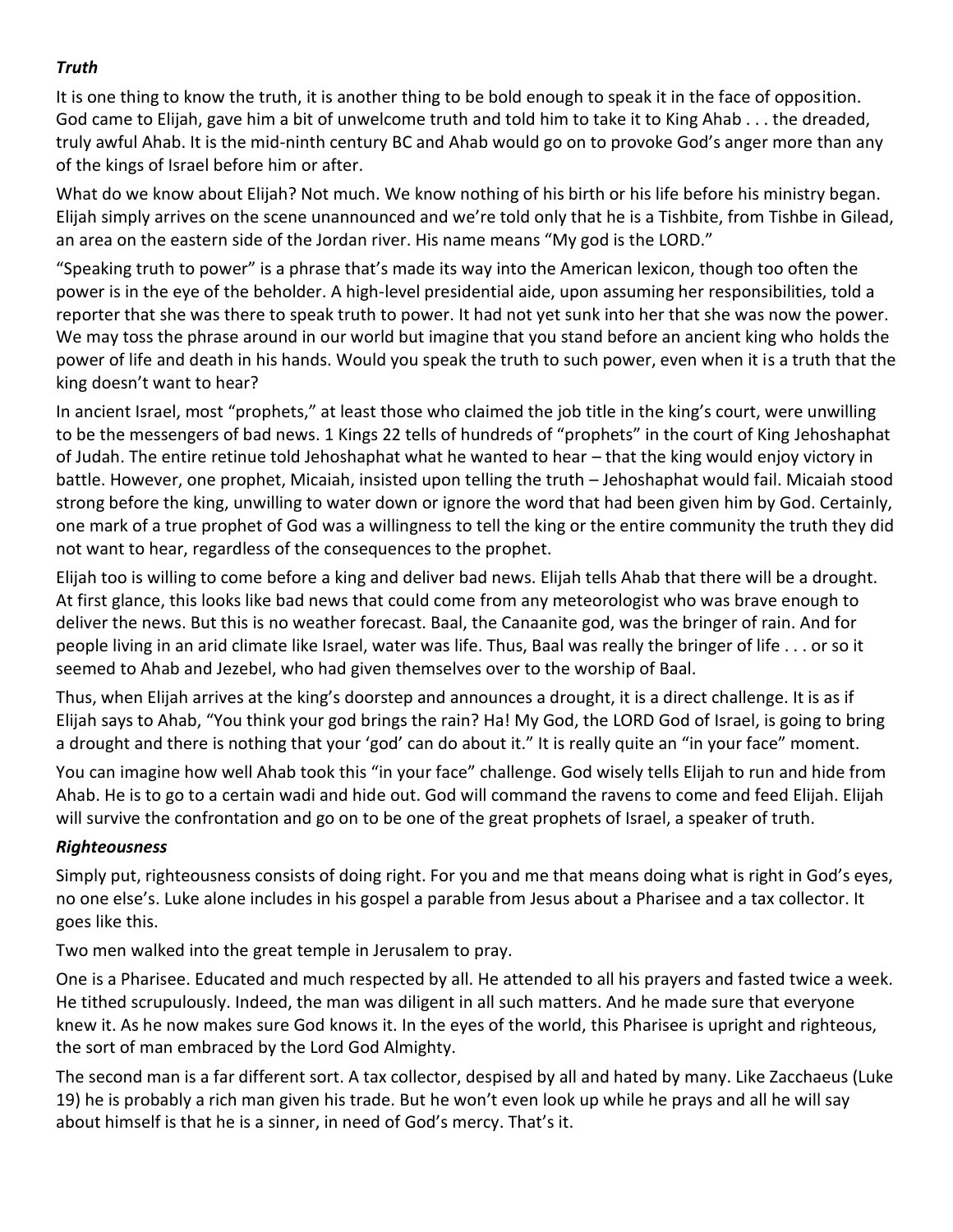### *Truth*

It is one thing to know the truth, it is another thing to be bold enough to speak it in the face of opposition. God came to Elijah, gave him a bit of unwelcome truth and told him to take it to King Ahab . . . the dreaded, truly awful Ahab. It is the mid-ninth century BC and Ahab would go on to provoke God's anger more than any of the kings of Israel before him or after.

What do we know about Elijah? Not much. We know nothing of his birth or his life before his ministry began. Elijah simply arrives on the scene unannounced and we're told only that he is a Tishbite, from Tishbe in Gilead, an area on the eastern side of the Jordan river. His name means "My god is the LORD."

"Speaking truth to power" is a phrase that's made its way into the American lexicon, though too often the power is in the eye of the beholder. A high-level presidential aide, upon assuming her responsibilities, told a reporter that she was there to speak truth to power. It had not yet sunk into her that she was now the power. We may toss the phrase around in our world but imagine that you stand before an ancient king who holds the power of life and death in his hands. Would you speak the truth to such power, even when it is a truth that the king doesn't want to hear?

In ancient Israel, most "prophets," at least those who claimed the job title in the king's court, were unwilling to be the messengers of bad news. 1 Kings 22 tells of hundreds of "prophets" in the court of King Jehoshaphat of Judah. The entire retinue told Jehoshaphat what he wanted to hear – that the king would enjoy victory in battle. However, one prophet, Micaiah, insisted upon telling the truth – Jehoshaphat would fail. Micaiah stood strong before the king, unwilling to water down or ignore the word that had been given him by God. Certainly, one mark of a true prophet of God was a willingness to tell the king or the entire community the truth they did not want to hear, regardless of the consequences to the prophet.

Elijah too is willing to come before a king and deliver bad news. Elijah tells Ahab that there will be a drought. At first glance, this looks like bad news that could come from any meteorologist who was brave enough to deliver the news. But this is no weather forecast. Baal, the Canaanite god, was the bringer of rain. And for people living in an arid climate like Israel, water was life. Thus, Baal was really the bringer of life . . . or so it seemed to Ahab and Jezebel, who had given themselves over to the worship of Baal.

Thus, when Elijah arrives at the king's doorstep and announces a drought, it is a direct challenge. It is as if Elijah says to Ahab, "You think your god brings the rain? Ha! My God, the LORD God of Israel, is going to bring a drought and there is nothing that your 'god' can do about it." It is really quite an "in your face" moment.

You can imagine how well Ahab took this "in your face" challenge. God wisely tells Elijah to run and hide from Ahab. He is to go to a certain wadi and hide out. God will command the ravens to come and feed Elijah. Elijah will survive the confrontation and go on to be one of the great prophets of Israel, a speaker of truth.

### *Righteousness*

Simply put, righteousness consists of doing right. For you and me that means doing what is right in God's eyes, no one else's. Luke alone includes in his gospel a parable from Jesus about a Pharisee and a tax collector. It goes like this.

Two men walked into the great temple in Jerusalem to pray.

One is a Pharisee. Educated and much respected by all. He attended to all his prayers and fasted twice a week. He tithed scrupulously. Indeed, the man was diligent in all such matters. And he made sure that everyone knew it. As he now makes sure God knows it. In the eyes of the world, this Pharisee is upright and righteous, the sort of man embraced by the Lord God Almighty.

The second man is a far different sort. A tax collector, despised by all and hated by many. Like Zacchaeus (Luke 19) he is probably a rich man given his trade. But he won't even look up while he prays and all he will say about himself is that he is a sinner, in need of God's mercy. That's it.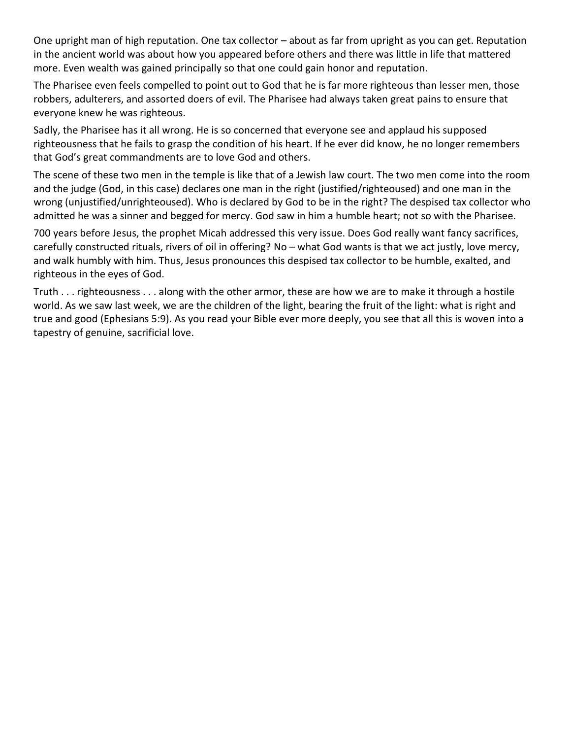One upright man of high reputation. One tax collector – about as far from upright as you can get. Reputation in the ancient world was about how you appeared before others and there was little in life that mattered more. Even wealth was gained principally so that one could gain honor and reputation.

The Pharisee even feels compelled to point out to God that he is far more righteous than lesser men, those robbers, adulterers, and assorted doers of evil. The Pharisee had always taken great pains to ensure that everyone knew he was righteous.

Sadly, the Pharisee has it all wrong. He is so concerned that everyone see and applaud his supposed righteousness that he fails to grasp the condition of his heart. If he ever did know, he no longer remembers that God's great commandments are to love God and others.

The scene of these two men in the temple is like that of a Jewish law court. The two men come into the room and the judge (God, in this case) declares one man in the right (justified/righteoused) and one man in the wrong (unjustified/unrighteoused). Who is declared by God to be in the right? The despised tax collector who admitted he was a sinner and begged for mercy. God saw in him a humble heart; not so with the Pharisee.

700 years before Jesus, the prophet Micah addressed this very issue. Does God really want fancy sacrifices, carefully constructed rituals, rivers of oil in offering? No – what God wants is that we act justly, love mercy, and walk humbly with him. Thus, Jesus pronounces this despised tax collector to be humble, exalted, and righteous in the eyes of God.

Truth . . . righteousness . . . along with the other armor, these are how we are to make it through a hostile world. As we saw last week, we are the children of the light, bearing the fruit of the light: what is right and true and good (Ephesians 5:9). As you read your Bible ever more deeply, you see that all this is woven into a tapestry of genuine, sacrificial love.